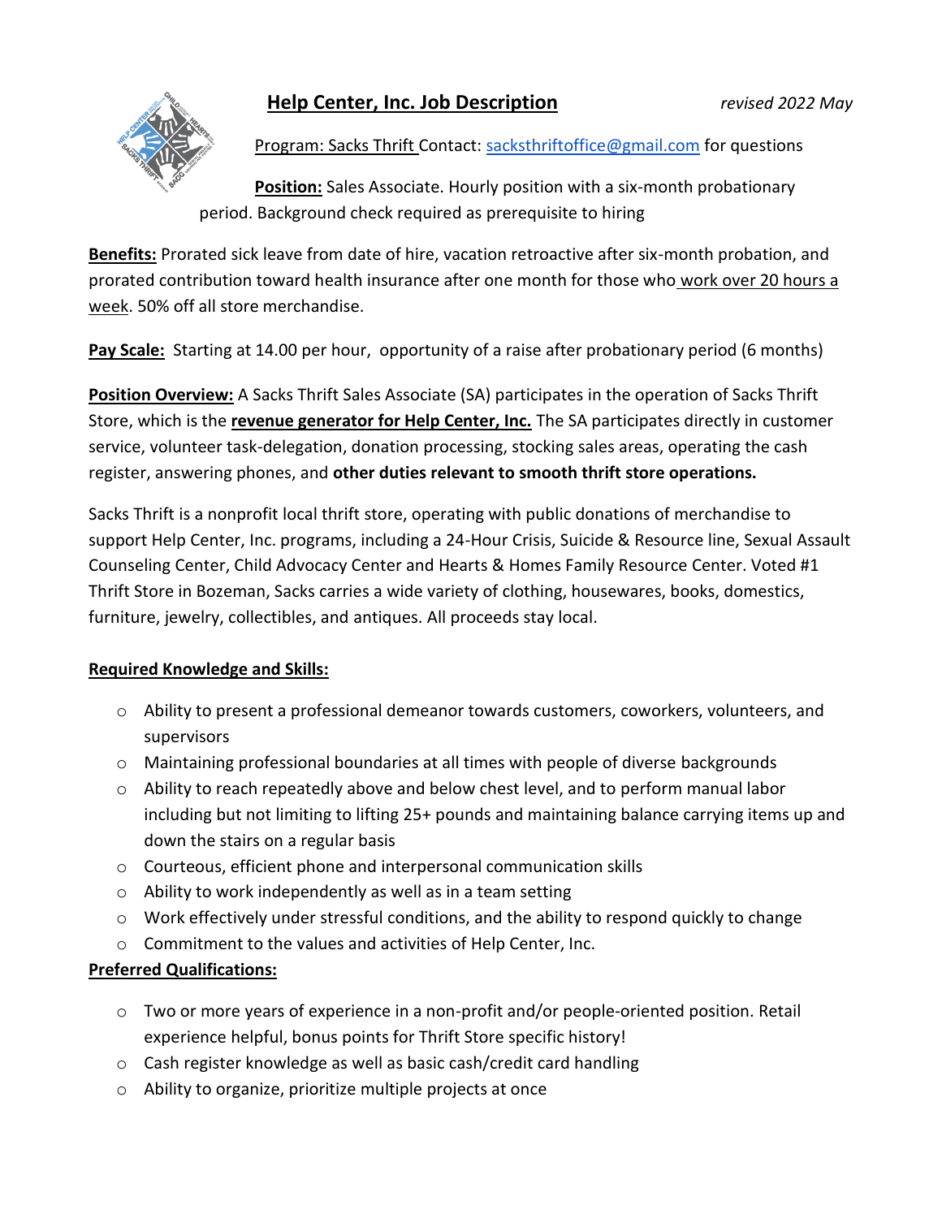# Help Center, Inc. Job Description

*revised 2022 May*

Program: Sacks Thrift Contact: sacksthriftoffice@gmail.com for questions

**Position:** Sales Associate. Hourly position with a six-month probationary period. Background check required as prerequisite to hiring

**Benefits:** Prorated sick leave from date of hire, vacation retroactive after six-month probation, and prorated contribution toward health insurance after one month for those who work over 20 hours a week. 50% off all store merchandise.

**Pay Scale:** Starting at 14.00 per hour, opportunity of a raise after probationary period (6 months)

**Position Overview:** A Sacks Thrift Sales Associate (SA) participates in the operation of Sacks Thrift Store, which is the **revenue generator for Help Center, Inc.** The SA participates directly in customer service, volunteer task-delegation, donation processing, stocking sales areas, operating the cash register, answering phones, and **other duties relevant to smooth thrift store operations.**

Sacks Thrift is a nonprofit local thrift store, operating with public donations of merchandise to support Help Center, Inc. programs, including a 24-Hour Crisis, Suicide & Resource line, Sexual Assault Counseling Center, Child Advocacy Center and Hearts & Homes Family Resource Center. Voted #1 Thrift Store in Bozeman, Sacks carries a wide variety of clothing, housewares, books, domestics, furniture, jewelry, collectibles, and antiques. All proceeds stay local.

## Required Knowledge and Skills:

- Ability to present a professional demeanor towards customers, coworkers, volunteers, and supervisors
- Maintaining professional boundaries at all times with people of diverse backgrounds
- Ability to reach repeatedly above and below chest level, and to perform manual labor including but not limiting to lifting 25+ pounds and maintaining balance carrying items up and down the stairs on a regular basis
- Courteous, efficient phone and interpersonal communication skills
- Ability to work independently as well as in a team setting
- Work effectively under stressful conditions, and the ability to respond quickly to change
- Commitment to the values and activities of Help Center, Inc.

## Preferred Qualifications:

- Two or more years of experience in a non-profit and/or people-oriented position. Retail experience helpful, bonus points for Thrift Store specific history!
- Cash register knowledge as well as basic cash/credit card handling
- Ability to organize, prioritize multiple projects at once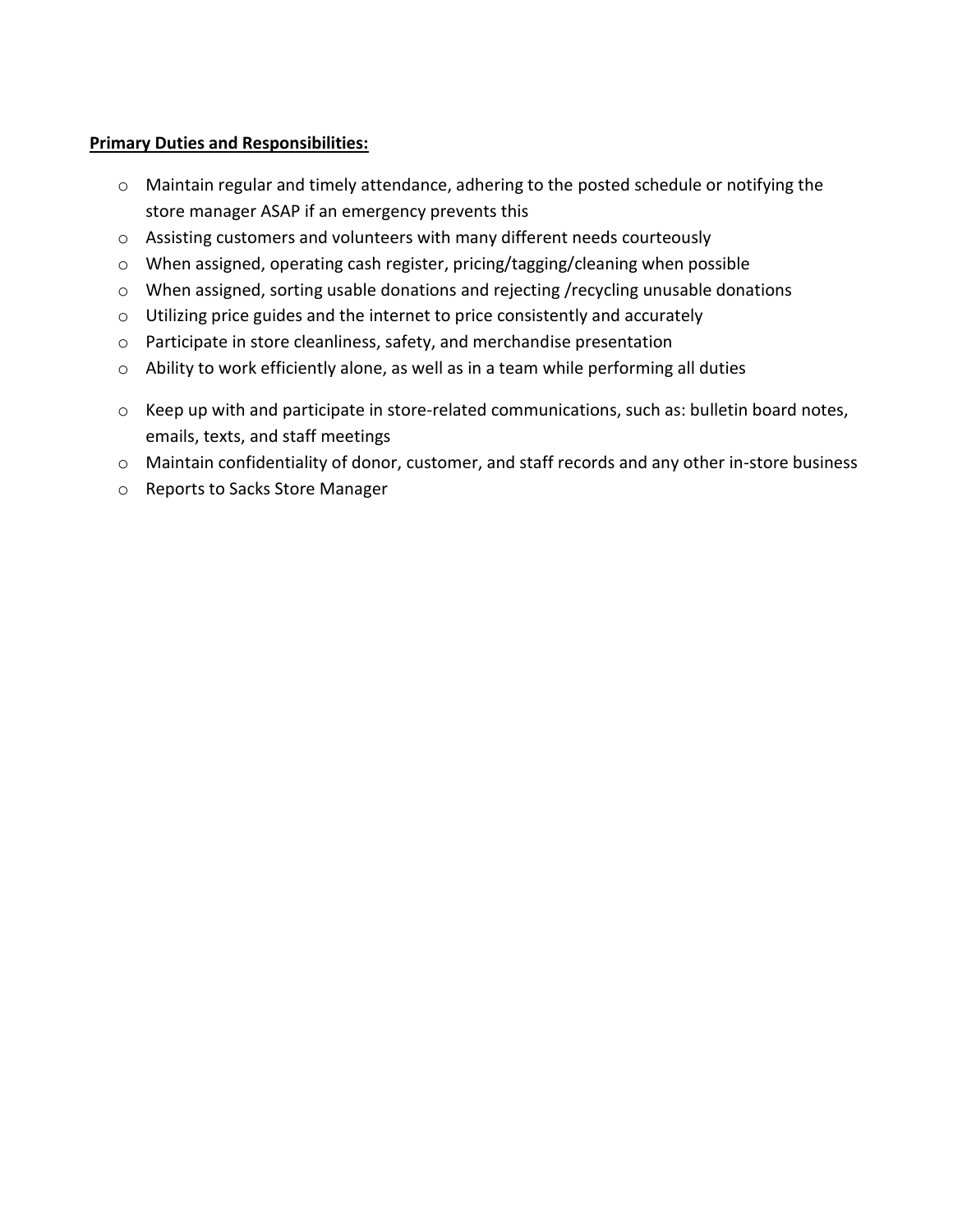**Primary Duties and Responsibilities:**

- Maintain regular and timely attendance, adhering to the posted schedule or notifying the store manager ASAP if an emergency prevents this
- Assisting customers and volunteers with many different needs courteously
- When assigned, operating cash register, pricing/tagging/cleaning when possible
- When assigned, sorting usable donations and rejecting /recycling unusable donations
- Utilizing price guides and the internet to price consistently and accurately
- Participate in store cleanliness, safety, and merchandise presentation
- Ability to work efficiently alone, as well as in a team while performing all duties
- Keep up with and participate in store-related communications, such as: bulletin board notes, emails, texts, and staff meetings
- Maintain confidentiality of donor, customer, and staff records and any other in-store business
- Reports to Sacks Store Manager